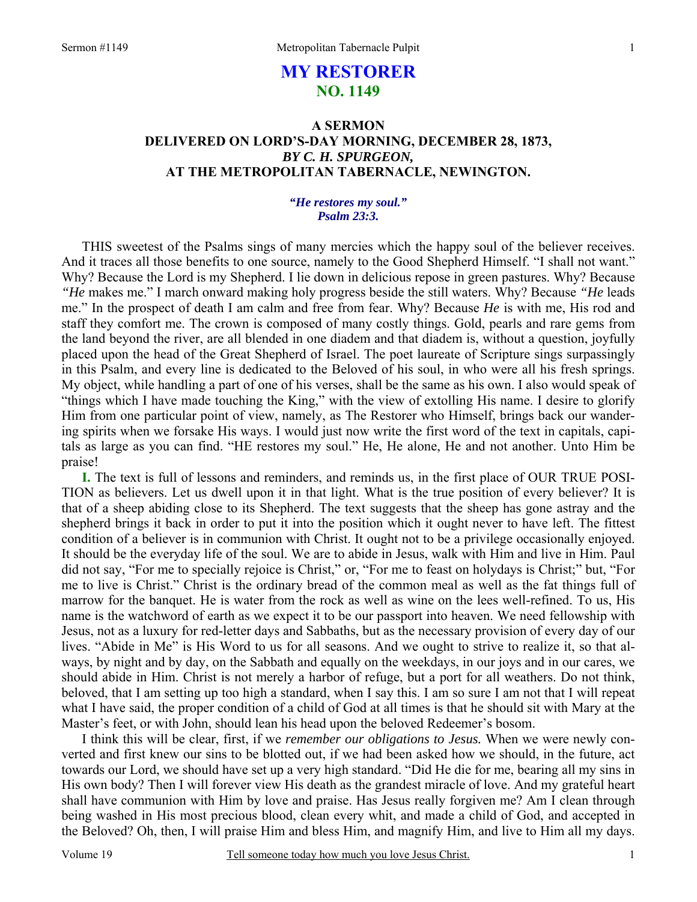# MY RESTORER
## NO. 1149

### A SERMON
### DELIVERED ON LORD'S-DAY MORNING, DECEMBER 28, 1873,
### *BY C. H. SPURGEON,*
### AT THE METROPOLITAN TABERNACLE, NEWINGTON.

***"He restores my soul."***
***Psalm 23:3.***

THIS sweetest of the Psalms sings of many mercies which the happy soul of the believer receives. And it traces all those benefits to one source, namely to the Good Shepherd Himself. "I shall not want." Why? Because the Lord is my Shepherd. I lie down in delicious repose in green pastures. Why? Because *"He* makes me." I march onward making holy progress beside the still waters. Why? Because *"He* leads me." In the prospect of death I am calm and free from fear. Why? Because *He* is with me, His rod and staff they comfort me. The crown is composed of many costly things. Gold, pearls and rare gems from the land beyond the river, are all blended in one diadem and that diadem is, without a question, joyfully placed upon the head of the Great Shepherd of Israel. The poet laureate of Scripture sings surpassingly in this Psalm, and every line is dedicated to the Beloved of his soul, in who were all his fresh springs. My object, while handling a part of one of his verses, shall be the same as his own. I also would speak of "things which I have made touching the King," with the view of extolling His name. I desire to glorify Him from one particular point of view, namely, as The Restorer who Himself, brings back our wandering spirits when we forsake His ways. I would just now write the first word of the text in capitals, capitals as large as you can find. "HE restores my soul." He, He alone, He and not another. Unto Him be praise!

**I.** The text is full of lessons and reminders, and reminds us, in the first place of OUR TRUE POSITION as believers. Let us dwell upon it in that light. What is the true position of every believer? It is that of a sheep abiding close to its Shepherd. The text suggests that the sheep has gone astray and the shepherd brings it back in order to put it into the position which it ought never to have left. The fittest condition of a believer is in communion with Christ. It ought not to be a privilege occasionally enjoyed. It should be the everyday life of the soul. We are to abide in Jesus, walk with Him and live in Him. Paul did not say, "For me to specially rejoice is Christ," or, "For me to feast on holydays is Christ;" but, "For me to live is Christ." Christ is the ordinary bread of the common meal as well as the fat things full of marrow for the banquet. He is water from the rock as well as wine on the lees well-refined. To us, His name is the watchword of earth as we expect it to be our passport into heaven. We need fellowship with Jesus, not as a luxury for red-letter days and Sabbaths, but as the necessary provision of every day of our lives. "Abide in Me" is His Word to us for all seasons. And we ought to strive to realize it, so that always, by night and by day, on the Sabbath and equally on the weekdays, in our joys and in our cares, we should abide in Him. Christ is not merely a harbor of refuge, but a port for all weathers. Do not think, beloved, that I am setting up too high a standard, when I say this. I am so sure I am not that I will repeat what I have said, the proper condition of a child of God at all times is that he should sit with Mary at the Master's feet, or with John, should lean his head upon the beloved Redeemer's bosom.

I think this will be clear, first, if we *remember our obligations to Jesus.* When we were newly converted and first knew our sins to be blotted out, if we had been asked how we should, in the future, act towards our Lord, we should have set up a very high standard. "Did He die for me, bearing all my sins in His own body? Then I will forever view His death as the grandest miracle of love. And my grateful heart shall have communion with Him by love and praise. Has Jesus really forgiven me? Am I clean through being washed in His most precious blood, clean every whit, and made a child of God, and accepted in the Beloved? Oh, then, I will praise Him and bless Him, and magnify Him, and live to Him all my days.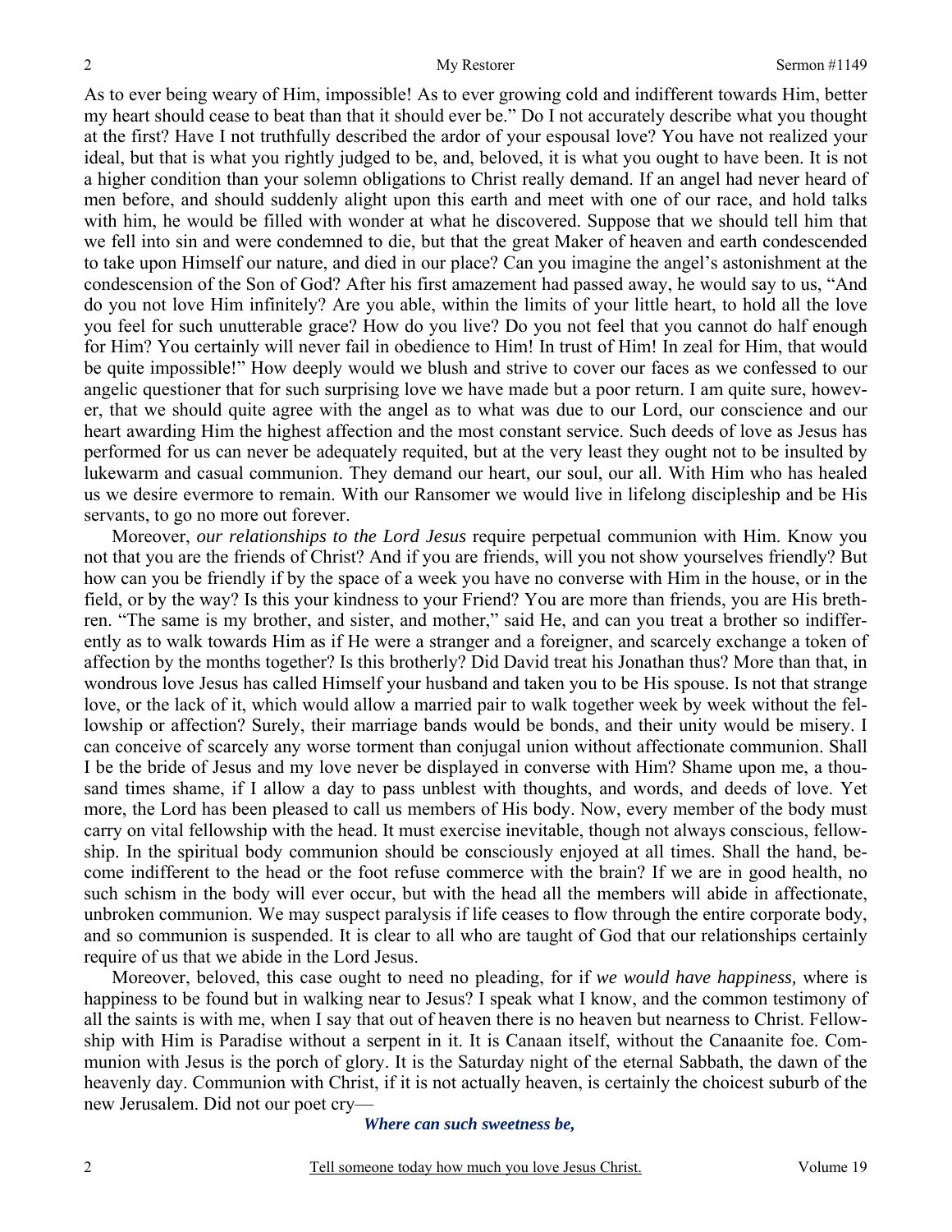As to ever being weary of Him, impossible! As to ever growing cold and indifferent towards Him, better my heart should cease to beat than that it should ever be." Do I not accurately describe what you thought at the first? Have I not truthfully described the ardor of your espousal love? You have not realized your ideal, but that is what you rightly judged to be, and, beloved, it is what you ought to have been. It is not a higher condition than your solemn obligations to Christ really demand. If an angel had never heard of men before, and should suddenly alight upon this earth and meet with one of our race, and hold talks with him, he would be filled with wonder at what he discovered. Suppose that we should tell him that we fell into sin and were condemned to die, but that the great Maker of heaven and earth condescended to take upon Himself our nature, and died in our place? Can you imagine the angel's astonishment at the condescension of the Son of God? After his first amazement had passed away, he would say to us, "And do you not love Him infinitely? Are you able, within the limits of your little heart, to hold all the love you feel for such unutterable grace? How do you live? Do you not feel that you cannot do half enough for Him? You certainly will never fail in obedience to Him! In trust of Him! In zeal for Him, that would be quite impossible!" How deeply would we blush and strive to cover our faces as we confessed to our angelic questioner that for such surprising love we have made but a poor return. I am quite sure, however, that we should quite agree with the angel as to what was due to our Lord, our conscience and our heart awarding Him the highest affection and the most constant service. Such deeds of love as Jesus has performed for us can never be adequately requited, but at the very least they ought not to be insulted by lukewarm and casual communion. They demand our heart, our soul, our all. With Him who has healed us we desire evermore to remain. With our Ransomer we would live in lifelong discipleship and be His servants, to go no more out forever.

Moreover, *our relationships to the Lord Jesus* require perpetual communion with Him. Know you not that you are the friends of Christ? And if you are friends, will you not show yourselves friendly? But how can you be friendly if by the space of a week you have no converse with Him in the house, or in the field, or by the way? Is this your kindness to your Friend? You are more than friends, you are His brethren. "The same is my brother, and sister, and mother," said He, and can you treat a brother so indifferently as to walk towards Him as if He were a stranger and a foreigner, and scarcely exchange a token of affection by the months together? Is this brotherly? Did David treat his Jonathan thus? More than that, in wondrous love Jesus has called Himself your husband and taken you to be His spouse. Is not that strange love, or the lack of it, which would allow a married pair to walk together week by week without the fellowship or affection? Surely, their marriage bands would be bonds, and their unity would be misery. I can conceive of scarcely any worse torment than conjugal union without affectionate communion. Shall I be the bride of Jesus and my love never be displayed in converse with Him? Shame upon me, a thousand times shame, if I allow a day to pass unblest with thoughts, and words, and deeds of love. Yet more, the Lord has been pleased to call us members of His body. Now, every member of the body must carry on vital fellowship with the head. It must exercise inevitable, though not always conscious, fellowship. In the spiritual body communion should be consciously enjoyed at all times. Shall the hand, become indifferent to the head or the foot refuse commerce with the brain? If we are in good health, no such schism in the body will ever occur, but with the head all the members will abide in affectionate, unbroken communion. We may suspect paralysis if life ceases to flow through the entire corporate body, and so communion is suspended. It is clear to all who are taught of God that our relationships certainly require of us that we abide in the Lord Jesus.

Moreover, beloved, this case ought to need no pleading, for if *we would have happiness,* where is happiness to be found but in walking near to Jesus? I speak what I know, and the common testimony of all the saints is with me, when I say that out of heaven there is no heaven but nearness to Christ. Fellowship with Him is Paradise without a serpent in it. It is Canaan itself, without the Canaanite foe. Communion with Jesus is the porch of glory. It is the Saturday night of the eternal Sabbath, the dawn of the heavenly day. Communion with Christ, if it is not actually heaven, is certainly the choicest suburb of the new Jerusalem. Did not our poet cry—

***Where can such sweetness be,***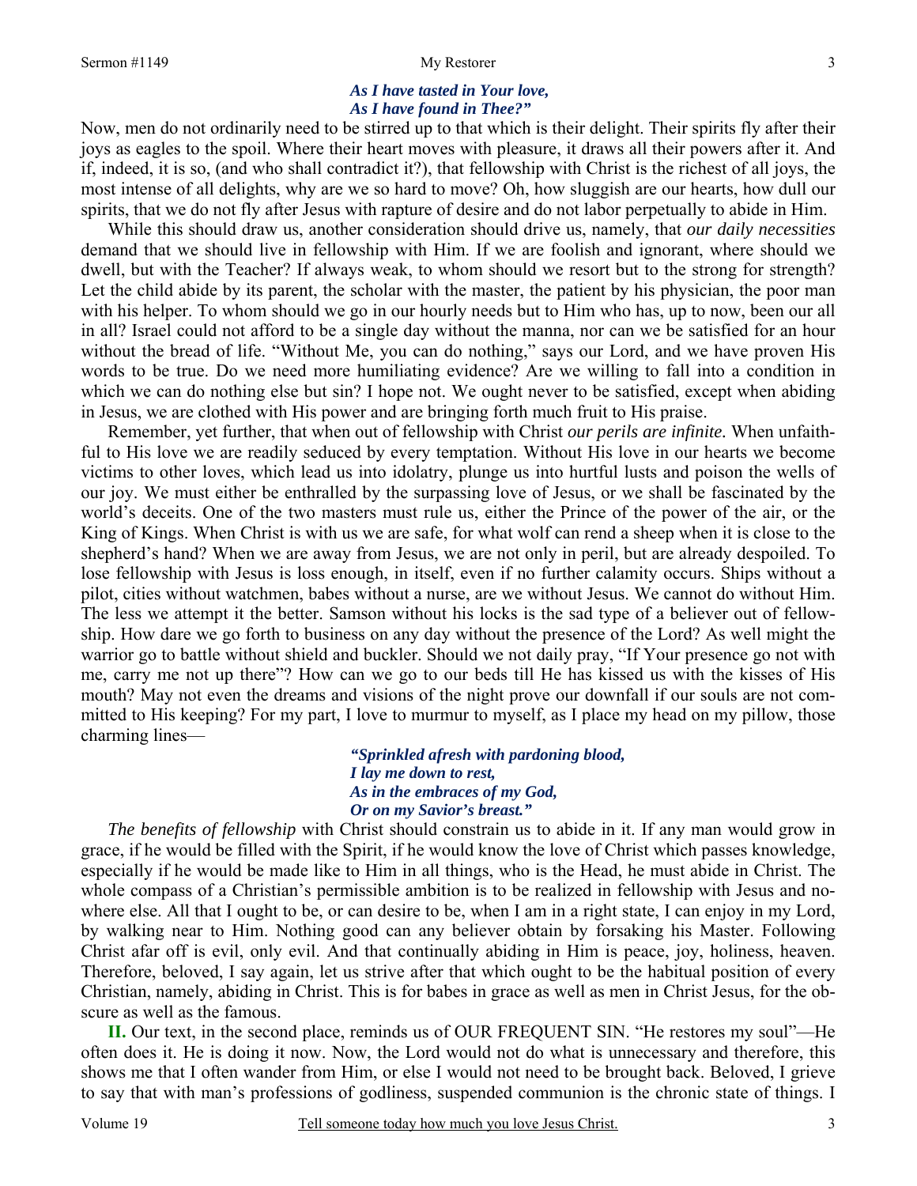*As I have tasted in Your love,*
*As I have found in Thee?"*

Now, men do not ordinarily need to be stirred up to that which is their delight. Their spirits fly after their joys as eagles to the spoil. Where their heart moves with pleasure, it draws all their powers after it. And if, indeed, it is so, (and who shall contradict it?), that fellowship with Christ is the richest of all joys, the most intense of all delights, why are we so hard to move? Oh, how sluggish are our hearts, how dull our spirits, that we do not fly after Jesus with rapture of desire and do not labor perpetually to abide in Him.

While this should draw us, another consideration should drive us, namely, that *our daily necessities* demand that we should live in fellowship with Him. If we are foolish and ignorant, where should we dwell, but with the Teacher? If always weak, to whom should we resort but to the strong for strength? Let the child abide by its parent, the scholar with the master, the patient by his physician, the poor man with his helper. To whom should we go in our hourly needs but to Him who has, up to now, been our all in all? Israel could not afford to be a single day without the manna, nor can we be satisfied for an hour without the bread of life. "Without Me, you can do nothing," says our Lord, and we have proven His words to be true. Do we need more humiliating evidence? Are we willing to fall into a condition in which we can do nothing else but sin? I hope not. We ought never to be satisfied, except when abiding in Jesus, we are clothed with His power and are bringing forth much fruit to His praise.

Remember, yet further, that when out of fellowship with Christ *our perils are infinite.* When unfaithful to His love we are readily seduced by every temptation. Without His love in our hearts we become victims to other loves, which lead us into idolatry, plunge us into hurtful lusts and poison the wells of our joy. We must either be enthralled by the surpassing love of Jesus, or we shall be fascinated by the world's deceits. One of the two masters must rule us, either the Prince of the power of the air, or the King of Kings. When Christ is with us we are safe, for what wolf can rend a sheep when it is close to the shepherd's hand? When we are away from Jesus, we are not only in peril, but are already despoiled. To lose fellowship with Jesus is loss enough, in itself, even if no further calamity occurs. Ships without a pilot, cities without watchmen, babes without a nurse, are we without Jesus. We cannot do without Him. The less we attempt it the better. Samson without his locks is the sad type of a believer out of fellowship. How dare we go forth to business on any day without the presence of the Lord? As well might the warrior go to battle without shield and buckler. Should we not daily pray, "If Your presence go not with me, carry me not up there"? How can we go to our beds till He has kissed us with the kisses of His mouth? May not even the dreams and visions of the night prove our downfall if our souls are not committed to His keeping? For my part, I love to murmur to myself, as I place my head on my pillow, those charming lines—

*"Sprinkled afresh with pardoning blood,*
*I lay me down to rest,*
*As in the embraces of my God,*
*Or on my Savior's breast."*

*The benefits of fellowship* with Christ should constrain us to abide in it. If any man would grow in grace, if he would be filled with the Spirit, if he would know the love of Christ which passes knowledge, especially if he would be made like to Him in all things, who is the Head, he must abide in Christ. The whole compass of a Christian's permissible ambition is to be realized in fellowship with Jesus and nowhere else. All that I ought to be, or can desire to be, when I am in a right state, I can enjoy in my Lord, by walking near to Him. Nothing good can any believer obtain by forsaking his Master. Following Christ afar off is evil, only evil. And that continually abiding in Him is peace, joy, holiness, heaven. Therefore, beloved, I say again, let us strive after that which ought to be the habitual position of every Christian, namely, abiding in Christ. This is for babes in grace as well as men in Christ Jesus, for the obscure as well as the famous.

**II.** Our text, in the second place, reminds us of OUR FREQUENT SIN. "He restores my soul"—He often does it. He is doing it now. Now, the Lord would not do what is unnecessary and therefore, this shows me that I often wander from Him, or else I would not need to be brought back. Beloved, I grieve to say that with man's professions of godliness, suspended communion is the chronic state of things. I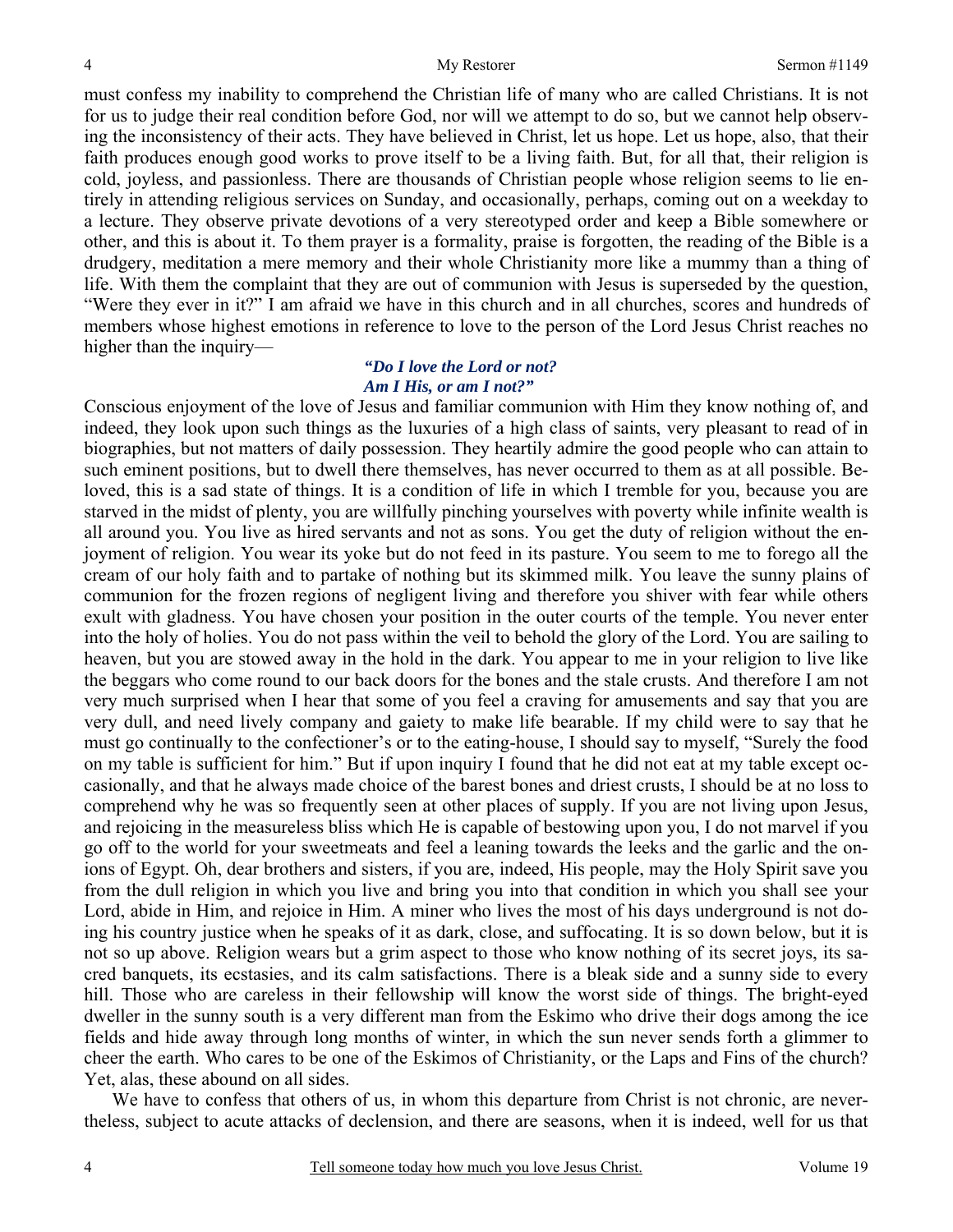must confess my inability to comprehend the Christian life of many who are called Christians. It is not for us to judge their real condition before God, nor will we attempt to do so, but we cannot help observing the inconsistency of their acts. They have believed in Christ, let us hope. Let us hope, also, that their faith produces enough good works to prove itself to be a living faith. But, for all that, their religion is cold, joyless, and passionless. There are thousands of Christian people whose religion seems to lie entirely in attending religious services on Sunday, and occasionally, perhaps, coming out on a weekday to a lecture. They observe private devotions of a very stereotyped order and keep a Bible somewhere or other, and this is about it. To them prayer is a formality, praise is forgotten, the reading of the Bible is a drudgery, meditation a mere memory and their whole Christianity more like a mummy than a thing of life. With them the complaint that they are out of communion with Jesus is superseded by the question, "Were they ever in it?" I am afraid we have in this church and in all churches, scores and hundreds of members whose highest emotions in reference to love to the person of the Lord Jesus Christ reaches no higher than the inquiry—

*"Do I love the Lord or not?*
*Am I His, or am I not?"*

Conscious enjoyment of the love of Jesus and familiar communion with Him they know nothing of, and indeed, they look upon such things as the luxuries of a high class of saints, very pleasant to read of in biographies, but not matters of daily possession. They heartily admire the good people who can attain to such eminent positions, but to dwell there themselves, has never occurred to them as at all possible. Beloved, this is a sad state of things. It is a condition of life in which I tremble for you, because you are starved in the midst of plenty, you are willfully pinching yourselves with poverty while infinite wealth is all around you. You live as hired servants and not as sons. You get the duty of religion without the enjoyment of religion. You wear its yoke but do not feed in its pasture. You seem to me to forego all the cream of our holy faith and to partake of nothing but its skimmed milk. You leave the sunny plains of communion for the frozen regions of negligent living and therefore you shiver with fear while others exult with gladness. You have chosen your position in the outer courts of the temple. You never enter into the holy of holies. You do not pass within the veil to behold the glory of the Lord. You are sailing to heaven, but you are stowed away in the hold in the dark. You appear to me in your religion to live like the beggars who come round to our back doors for the bones and the stale crusts. And therefore I am not very much surprised when I hear that some of you feel a craving for amusements and say that you are very dull, and need lively company and gaiety to make life bearable. If my child were to say that he must go continually to the confectioner's or to the eating-house, I should say to myself, "Surely the food on my table is sufficient for him." But if upon inquiry I found that he did not eat at my table except occasionally, and that he always made choice of the barest bones and driest crusts, I should be at no loss to comprehend why he was so frequently seen at other places of supply. If you are not living upon Jesus, and rejoicing in the measureless bliss which He is capable of bestowing upon you, I do not marvel if you go off to the world for your sweetmeats and feel a leaning towards the leeks and the garlic and the onions of Egypt. Oh, dear brothers and sisters, if you are, indeed, His people, may the Holy Spirit save you from the dull religion in which you live and bring you into that condition in which you shall see your Lord, abide in Him, and rejoice in Him. A miner who lives the most of his days underground is not doing his country justice when he speaks of it as dark, close, and suffocating. It is so down below, but it is not so up above. Religion wears but a grim aspect to those who know nothing of its secret joys, its sacred banquets, its ecstasies, and its calm satisfactions. There is a bleak side and a sunny side to every hill. Those who are careless in their fellowship will know the worst side of things. The bright-eyed dweller in the sunny south is a very different man from the Eskimo who drive their dogs among the ice fields and hide away through long months of winter, in which the sun never sends forth a glimmer to cheer the earth. Who cares to be one of the Eskimos of Christianity, or the Laps and Fins of the church? Yet, alas, these abound on all sides.

We have to confess that others of us, in whom this departure from Christ is not chronic, are nevertheless, subject to acute attacks of declension, and there are seasons, when it is indeed, well for us that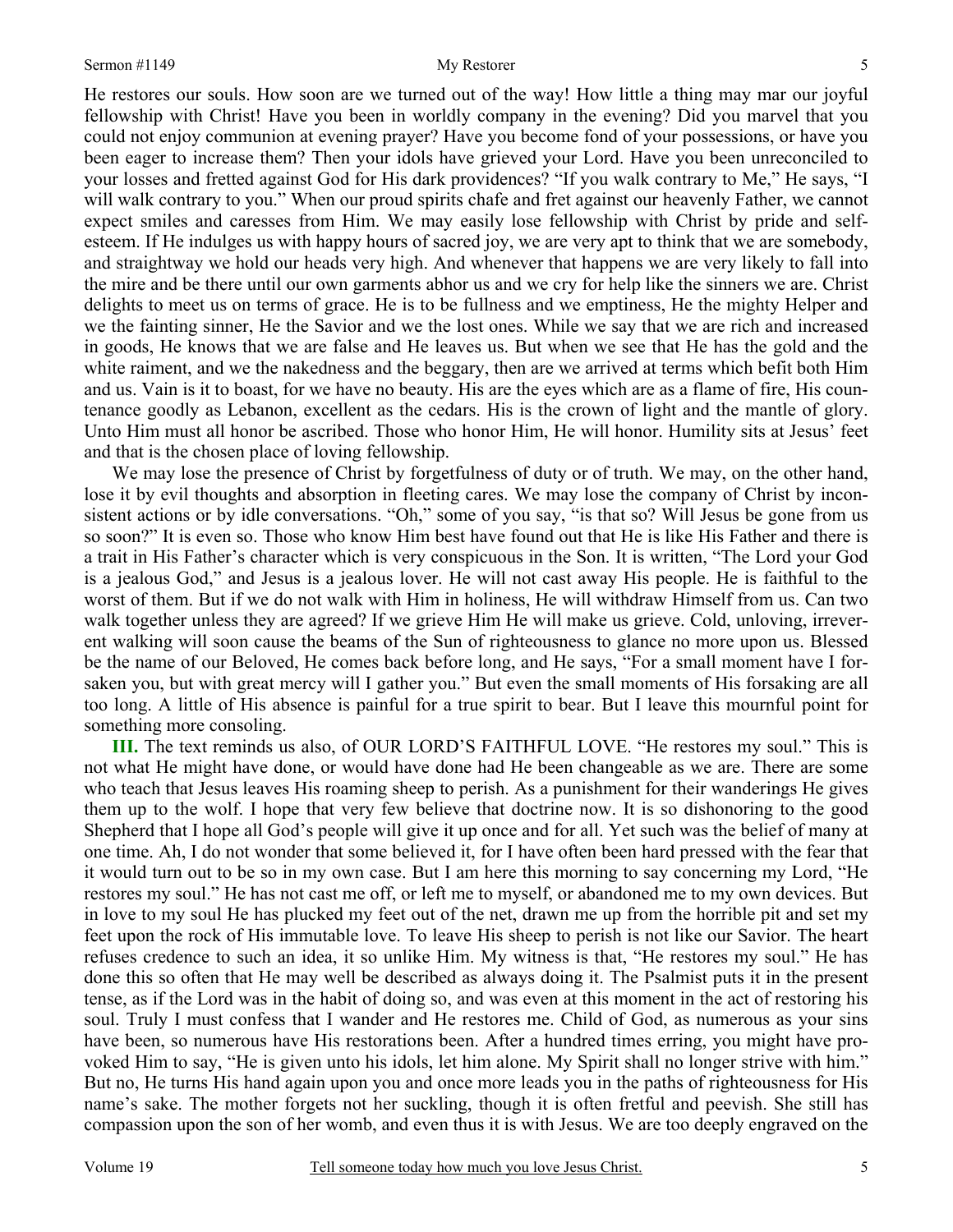He restores our souls. How soon are we turned out of the way! How little a thing may mar our joyful fellowship with Christ! Have you been in worldly company in the evening? Did you marvel that you could not enjoy communion at evening prayer? Have you become fond of your possessions, or have you been eager to increase them? Then your idols have grieved your Lord. Have you been unreconciled to your losses and fretted against God for His dark providences? "If you walk contrary to Me," He says, "I will walk contrary to you." When our proud spirits chafe and fret against our heavenly Father, we cannot expect smiles and caresses from Him. We may easily lose fellowship with Christ by pride and self-esteem. If He indulges us with happy hours of sacred joy, we are very apt to think that we are somebody, and straightway we hold our heads very high. And whenever that happens we are very likely to fall into the mire and be there until our own garments abhor us and we cry for help like the sinners we are. Christ delights to meet us on terms of grace. He is to be fullness and we emptiness, He the mighty Helper and we the fainting sinner, He the Savior and we the lost ones. While we say that we are rich and increased in goods, He knows that we are false and He leaves us. But when we see that He has the gold and the white raiment, and we the nakedness and the beggary, then are we arrived at terms which befit both Him and us. Vain is it to boast, for we have no beauty. His are the eyes which are as a flame of fire, His countenance goodly as Lebanon, excellent as the cedars. His is the crown of light and the mantle of glory. Unto Him must all honor be ascribed. Those who honor Him, He will honor. Humility sits at Jesus' feet and that is the chosen place of loving fellowship.

We may lose the presence of Christ by forgetfulness of duty or of truth. We may, on the other hand, lose it by evil thoughts and absorption in fleeting cares. We may lose the company of Christ by inconsistent actions or by idle conversations. "Oh," some of you say, "is that so? Will Jesus be gone from us so soon?" It is even so. Those who know Him best have found out that He is like His Father and there is a trait in His Father's character which is very conspicuous in the Son. It is written, "The Lord your God is a jealous God," and Jesus is a jealous lover. He will not cast away His people. He is faithful to the worst of them. But if we do not walk with Him in holiness, He will withdraw Himself from us. Can two walk together unless they are agreed? If we grieve Him He will make us grieve. Cold, unloving, irreverent walking will soon cause the beams of the Sun of righteousness to glance no more upon us. Blessed be the name of our Beloved, He comes back before long, and He says, "For a small moment have I forsaken you, but with great mercy will I gather you." But even the small moments of His forsaking are all too long. A little of His absence is painful for a true spirit to bear. But I leave this mournful point for something more consoling.

**III.** The text reminds us also, of OUR LORD'S FAITHFUL LOVE. "He restores my soul." This is not what He might have done, or would have done had He been changeable as we are. There are some who teach that Jesus leaves His roaming sheep to perish. As a punishment for their wanderings He gives them up to the wolf. I hope that very few believe that doctrine now. It is so dishonoring to the good Shepherd that I hope all God's people will give it up once and for all. Yet such was the belief of many at one time. Ah, I do not wonder that some believed it, for I have often been hard pressed with the fear that it would turn out to be so in my own case. But I am here this morning to say concerning my Lord, "He restores my soul." He has not cast me off, or left me to myself, or abandoned me to my own devices. But in love to my soul He has plucked my feet out of the net, drawn me up from the horrible pit and set my feet upon the rock of His immutable love. To leave His sheep to perish is not like our Savior. The heart refuses credence to such an idea, it so unlike Him. My witness is that, "He restores my soul." He has done this so often that He may well be described as always doing it. The Psalmist puts it in the present tense, as if the Lord was in the habit of doing so, and was even at this moment in the act of restoring his soul. Truly I must confess that I wander and He restores me. Child of God, as numerous as your sins have been, so numerous have His restorations been. After a hundred times erring, you might have provoked Him to say, "He is given unto his idols, let him alone. My Spirit shall no longer strive with him." But no, He turns His hand again upon you and once more leads you in the paths of righteousness for His name's sake. The mother forgets not her suckling, though it is often fretful and peevish. She still has compassion upon the son of her womb, and even thus it is with Jesus. We are too deeply engraved on the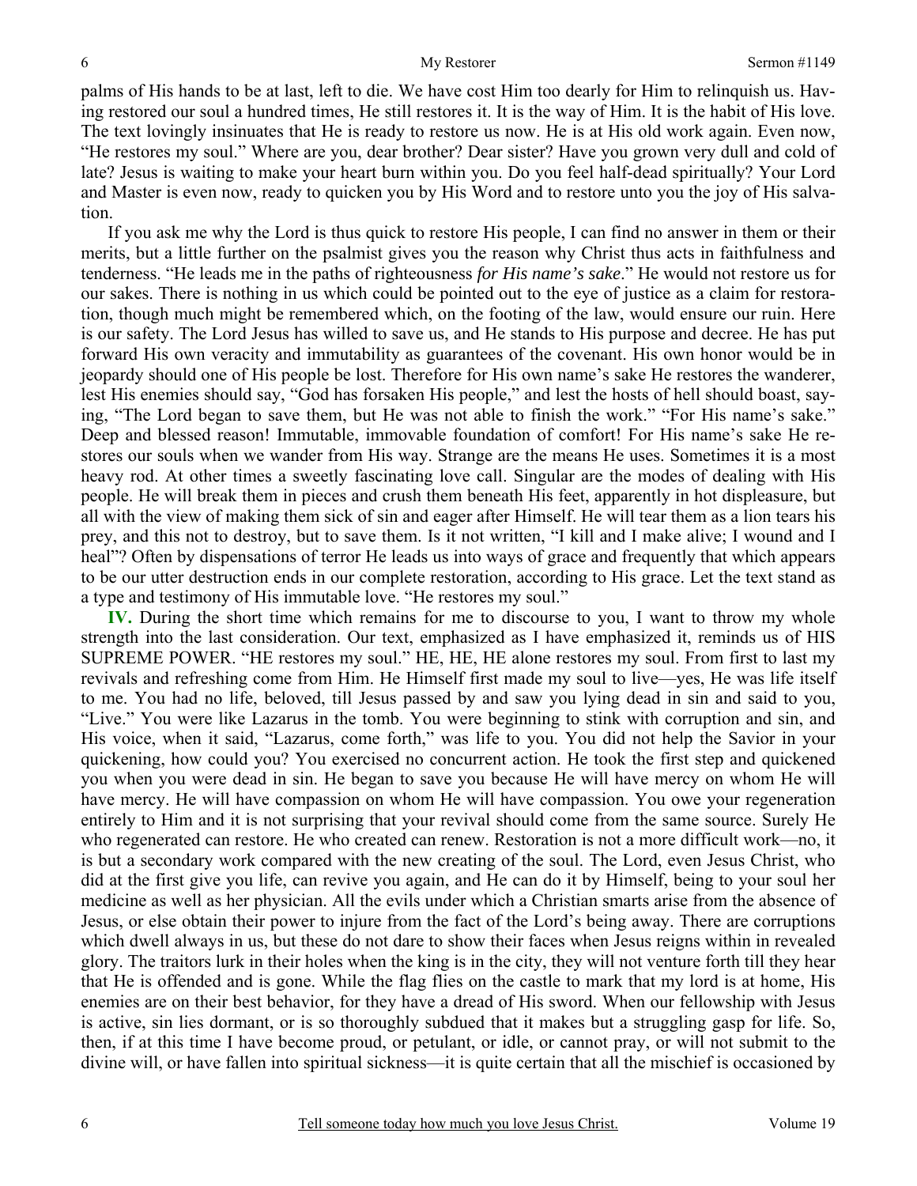palms of His hands to be at last, left to die. We have cost Him too dearly for Him to relinquish us. Having restored our soul a hundred times, He still restores it. It is the way of Him. It is the habit of His love. The text lovingly insinuates that He is ready to restore us now. He is at His old work again. Even now, "He restores my soul." Where are you, dear brother? Dear sister? Have you grown very dull and cold of late? Jesus is waiting to make your heart burn within you. Do you feel half-dead spiritually? Your Lord and Master is even now, ready to quicken you by His Word and to restore unto you the joy of His salvation.

If you ask me why the Lord is thus quick to restore His people, I can find no answer in them or their merits, but a little further on the psalmist gives you the reason why Christ thus acts in faithfulness and tenderness. "He leads me in the paths of righteousness *for His name's sake*." He would not restore us for our sakes. There is nothing in us which could be pointed out to the eye of justice as a claim for restoration, though much might be remembered which, on the footing of the law, would ensure our ruin. Here is our safety. The Lord Jesus has willed to save us, and He stands to His purpose and decree. He has put forward His own veracity and immutability as guarantees of the covenant. His own honor would be in jeopardy should one of His people be lost. Therefore for His own name's sake He restores the wanderer, lest His enemies should say, "God has forsaken His people," and lest the hosts of hell should boast, saying, "The Lord began to save them, but He was not able to finish the work." "For His name's sake." Deep and blessed reason! Immutable, immovable foundation of comfort! For His name's sake He restores our souls when we wander from His way. Strange are the means He uses. Sometimes it is a most heavy rod. At other times a sweetly fascinating love call. Singular are the modes of dealing with His people. He will break them in pieces and crush them beneath His feet, apparently in hot displeasure, but all with the view of making them sick of sin and eager after Himself. He will tear them as a lion tears his prey, and this not to destroy, but to save them. Is it not written, "I kill and I make alive; I wound and I heal"? Often by dispensations of terror He leads us into ways of grace and frequently that which appears to be our utter destruction ends in our complete restoration, according to His grace. Let the text stand as a type and testimony of His immutable love. "He restores my soul."

**IV.** During the short time which remains for me to discourse to you, I want to throw my whole strength into the last consideration. Our text, emphasized as I have emphasized it, reminds us of HIS SUPREME POWER. "HE restores my soul." HE, HE, HE alone restores my soul. From first to last my revivals and refreshing come from Him. He Himself first made my soul to live—yes, He was life itself to me. You had no life, beloved, till Jesus passed by and saw you lying dead in sin and said to you, "Live." You were like Lazarus in the tomb. You were beginning to stink with corruption and sin, and His voice, when it said, "Lazarus, come forth," was life to you. You did not help the Savior in your quickening, how could you? You exercised no concurrent action. He took the first step and quickened you when you were dead in sin. He began to save you because He will have mercy on whom He will have mercy. He will have compassion on whom He will have compassion. You owe your regeneration entirely to Him and it is not surprising that your revival should come from the same source. Surely He who regenerated can restore. He who created can renew. Restoration is not a more difficult work—no, it is but a secondary work compared with the new creating of the soul. The Lord, even Jesus Christ, who did at the first give you life, can revive you again, and He can do it by Himself, being to your soul her medicine as well as her physician. All the evils under which a Christian smarts arise from the absence of Jesus, or else obtain their power to injure from the fact of the Lord's being away. There are corruptions which dwell always in us, but these do not dare to show their faces when Jesus reigns within in revealed glory. The traitors lurk in their holes when the king is in the city, they will not venture forth till they hear that He is offended and is gone. While the flag flies on the castle to mark that my lord is at home, His enemies are on their best behavior, for they have a dread of His sword. When our fellowship with Jesus is active, sin lies dormant, or is so thoroughly subdued that it makes but a struggling gasp for life. So, then, if at this time I have become proud, or petulant, or idle, or cannot pray, or will not submit to the divine will, or have fallen into spiritual sickness—it is quite certain that all the mischief is occasioned by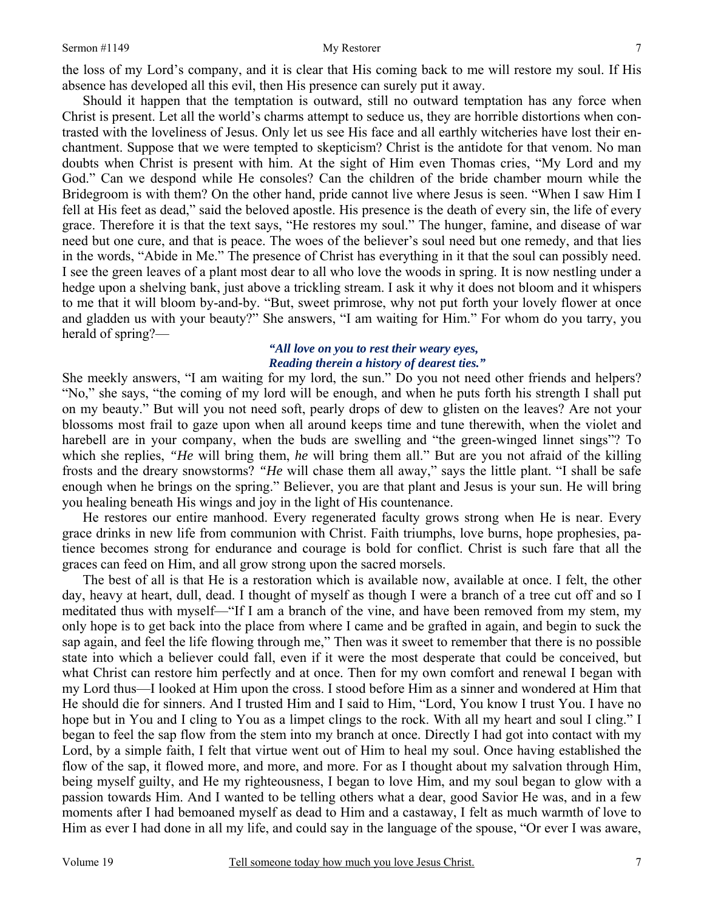the loss of my Lord's company, and it is clear that His coming back to me will restore my soul. If His absence has developed all this evil, then His presence can surely put it away.

Should it happen that the temptation is outward, still no outward temptation has any force when Christ is present. Let all the world's charms attempt to seduce us, they are horrible distortions when contrasted with the loveliness of Jesus. Only let us see His face and all earthly witcheries have lost their enchantment. Suppose that we were tempted to skepticism? Christ is the antidote for that venom. No man doubts when Christ is present with him. At the sight of Him even Thomas cries, "My Lord and my God." Can we despond while He consoles? Can the children of the bride chamber mourn while the Bridegroom is with them? On the other hand, pride cannot live where Jesus is seen. "When I saw Him I fell at His feet as dead," said the beloved apostle. His presence is the death of every sin, the life of every grace. Therefore it is that the text says, "He restores my soul." The hunger, famine, and disease of war need but one cure, and that is peace. The woes of the believer's soul need but one remedy, and that lies in the words, "Abide in Me." The presence of Christ has everything in it that the soul can possibly need. I see the green leaves of a plant most dear to all who love the woods in spring. It is now nestling under a hedge upon a shelving bank, just above a trickling stream. I ask it why it does not bloom and it whispers to me that it will bloom by-and-by. "But, sweet primrose, why not put forth your lovely flower at once and gladden us with your beauty?" She answers, "I am waiting for Him." For whom do you tarry, you herald of spring?—

> ***"All love on you to rest their weary eyes,***
> ***Reading therein a history of dearest ties."***

She meekly answers, "I am waiting for my lord, the sun." Do you not need other friends and helpers? "No," she says, "the coming of my lord will be enough, and when he puts forth his strength I shall put on my beauty." But will you not need soft, pearly drops of dew to glisten on the leaves? Are not your blossoms most frail to gaze upon when all around keeps time and tune therewith, when the violet and harebell are in your company, when the buds are swelling and "the green-winged linnet sings"? To which she replies, *"He* will bring them, *he* will bring them all." But are you not afraid of the killing frosts and the dreary snowstorms? *"He* will chase them all away," says the little plant. "I shall be safe enough when he brings on the spring." Believer, you are that plant and Jesus is your sun. He will bring you healing beneath His wings and joy in the light of His countenance.

He restores our entire manhood. Every regenerated faculty grows strong when He is near. Every grace drinks in new life from communion with Christ. Faith triumphs, love burns, hope prophesies, patience becomes strong for endurance and courage is bold for conflict. Christ is such fare that all the graces can feed on Him, and all grow strong upon the sacred morsels.

The best of all is that He is a restoration which is available now, available at once. I felt, the other day, heavy at heart, dull, dead. I thought of myself as though I were a branch of a tree cut off and so I meditated thus with myself—"If I am a branch of the vine, and have been removed from my stem, my only hope is to get back into the place from where I came and be grafted in again, and begin to suck the sap again, and feel the life flowing through me," Then was it sweet to remember that there is no possible state into which a believer could fall, even if it were the most desperate that could be conceived, but what Christ can restore him perfectly and at once. Then for my own comfort and renewal I began with my Lord thus—I looked at Him upon the cross. I stood before Him as a sinner and wondered at Him that He should die for sinners. And I trusted Him and I said to Him, "Lord, You know I trust You. I have no hope but in You and I cling to You as a limpet clings to the rock. With all my heart and soul I cling." I began to feel the sap flow from the stem into my branch at once. Directly I had got into contact with my Lord, by a simple faith, I felt that virtue went out of Him to heal my soul. Once having established the flow of the sap, it flowed more, and more, and more. For as I thought about my salvation through Him, being myself guilty, and He my righteousness, I began to love Him, and my soul began to glow with a passion towards Him. And I wanted to be telling others what a dear, good Savior He was, and in a few moments after I had bemoaned myself as dead to Him and a castaway, I felt as much warmth of love to Him as ever I had done in all my life, and could say in the language of the spouse, "Or ever I was aware,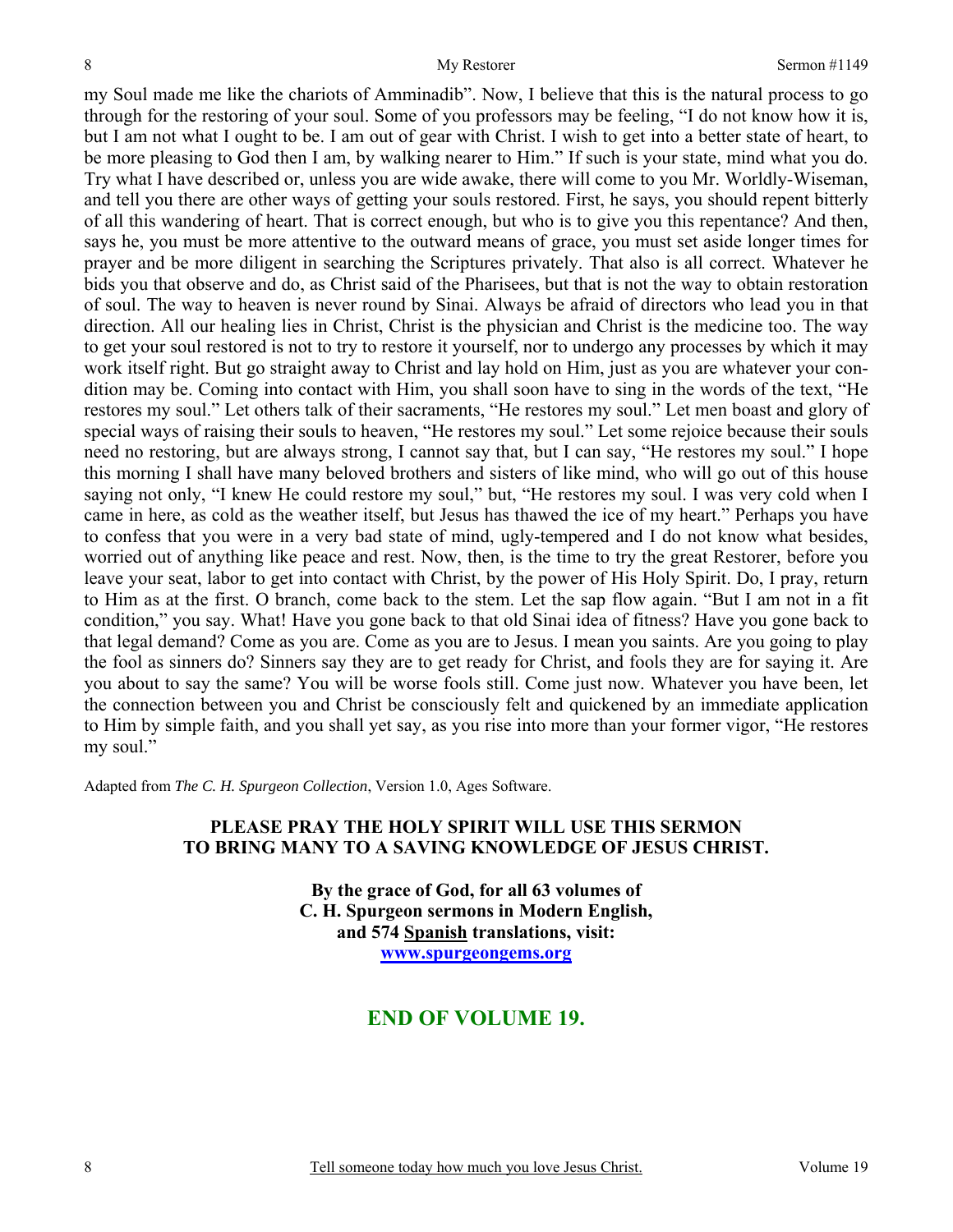my Soul made me like the chariots of Amminadib". Now, I believe that this is the natural process to go through for the restoring of your soul. Some of you professors may be feeling, "I do not know how it is, but I am not what I ought to be. I am out of gear with Christ. I wish to get into a better state of heart, to be more pleasing to God then I am, by walking nearer to Him." If such is your state, mind what you do. Try what I have described or, unless you are wide awake, there will come to you Mr. Worldly-Wiseman, and tell you there are other ways of getting your souls restored. First, he says, you should repent bitterly of all this wandering of heart. That is correct enough, but who is to give you this repentance? And then, says he, you must be more attentive to the outward means of grace, you must set aside longer times for prayer and be more diligent in searching the Scriptures privately. That also is all correct. Whatever he bids you that observe and do, as Christ said of the Pharisees, but that is not the way to obtain restoration of soul. The way to heaven is never round by Sinai. Always be afraid of directors who lead you in that direction. All our healing lies in Christ, Christ is the physician and Christ is the medicine too. The way to get your soul restored is not to try to restore it yourself, nor to undergo any processes by which it may work itself right. But go straight away to Christ and lay hold on Him, just as you are whatever your condition may be. Coming into contact with Him, you shall soon have to sing in the words of the text, "He restores my soul." Let others talk of their sacraments, "He restores my soul." Let men boast and glory of special ways of raising their souls to heaven, "He restores my soul." Let some rejoice because their souls need no restoring, but are always strong, I cannot say that, but I can say, "He restores my soul." I hope this morning I shall have many beloved brothers and sisters of like mind, who will go out of this house saying not only, "I knew He could restore my soul," but, "He restores my soul. I was very cold when I came in here, as cold as the weather itself, but Jesus has thawed the ice of my heart." Perhaps you have to confess that you were in a very bad state of mind, ugly-tempered and I do not know what besides, worried out of anything like peace and rest. Now, then, is the time to try the great Restorer, before you leave your seat, labor to get into contact with Christ, by the power of His Holy Spirit. Do, I pray, return to Him as at the first. O branch, come back to the stem. Let the sap flow again. "But I am not in a fit condition," you say. What! Have you gone back to that old Sinai idea of fitness? Have you gone back to that legal demand? Come as you are. Come as you are to Jesus. I mean you saints. Are you going to play the fool as sinners do? Sinners say they are to get ready for Christ, and fools they are for saying it. Are you about to say the same? You will be worse fools still. Come just now. Whatever you have been, let the connection between you and Christ be consciously felt and quickened by an immediate application to Him by simple faith, and you shall yet say, as you rise into more than your former vigor, "He restores my soul."

Adapted from *The C. H. Spurgeon Collection*, Version 1.0, Ages Software.

**PLEASE PRAY THE HOLY SPIRIT WILL USE THIS SERMON TO BRING MANY TO A SAVING KNOWLEDGE OF JESUS CHRIST.**

**By the grace of God, for all 63 volumes of C. H. Spurgeon sermons in Modern English, and 574 Spanish translations, visit: www.spurgeongems.org**

## END OF VOLUME 19.

Tell someone today how much you love Jesus Christ.